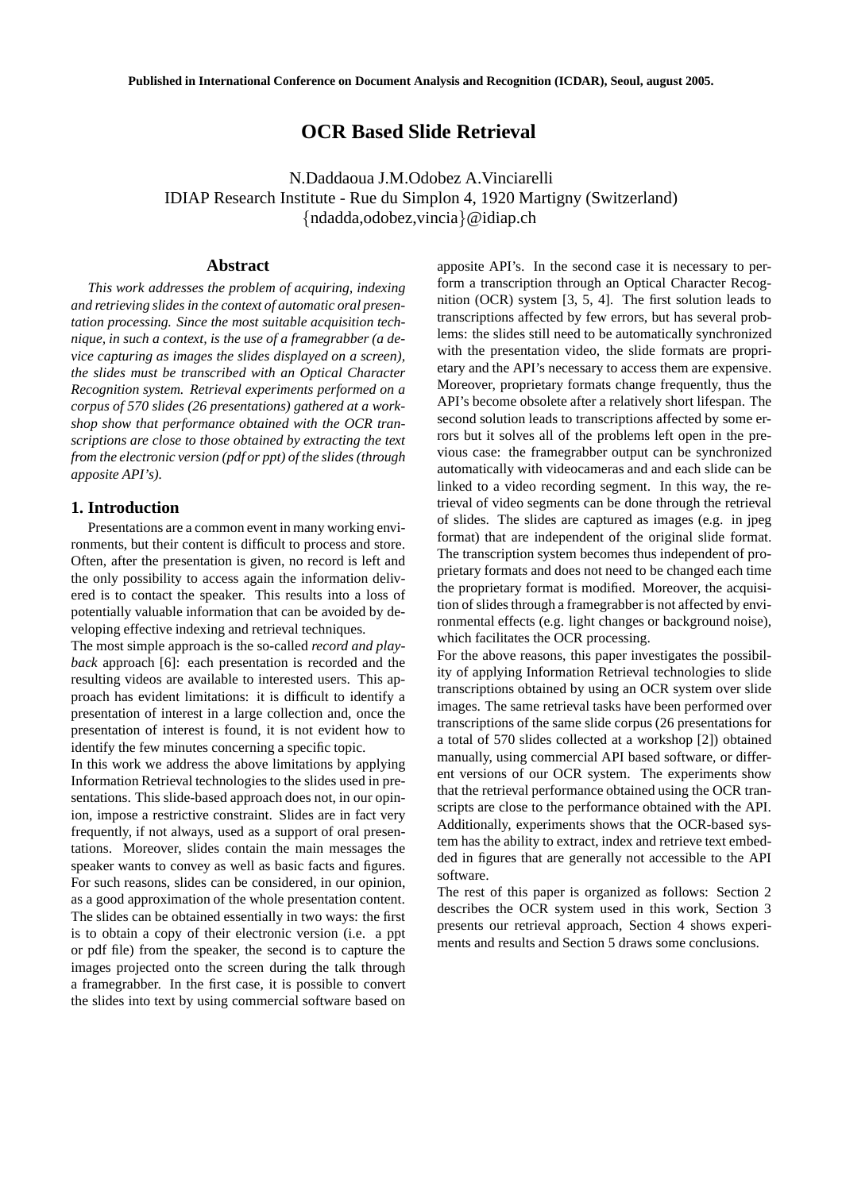Published in International Conference on Document Analysis and Recognition (ICDAR), Seoul, august 2005.

# OCR Based Slide Retrieval

N.Daddaoua J.M.Odobez A.Vinciarelli
IDIAP Research Institute - Rue du Simplon 4, 1920 Martigny (Switzerland)
{ndadda,odobez,vincia}@idiap.ch

## Abstract

*This work addresses the problem of acquiring, indexing and retrieving slides in the context of automatic oral presentation processing. Since the most suitable acquisition technique, in such a context, is the use of a framegrabber (a device capturing as images the slides displayed on a screen), the slides must be transcribed with an Optical Character Recognition system. Retrieval experiments performed on a corpus of 570 slides (26 presentations) gathered at a workshop show that performance obtained with the OCR transcriptions are close to those obtained by extracting the text from the electronic version (pdf or ppt) of the slides (through apposite API's).*

## 1. Introduction

Presentations are a common event in many working environments, but their content is difficult to process and store. Often, after the presentation is given, no record is left and the only possibility to access again the information delivered is to contact the speaker. This results into a loss of potentially valuable information that can be avoided by developing effective indexing and retrieval techniques.
The most simple approach is the so-called *record and playback* approach [6]: each presentation is recorded and the resulting videos are available to interested users. This approach has evident limitations: it is difficult to identify a presentation of interest in a large collection and, once the presentation of interest is found, it is not evident how to identify the few minutes concerning a specific topic.
In this work we address the above limitations by applying Information Retrieval technologies to the slides used in presentations. This slide-based approach does not, in our opinion, impose a restrictive constraint. Slides are in fact very frequently, if not always, used as a support of oral presentations. Moreover, slides contain the main messages the speaker wants to convey as well as basic facts and figures. For such reasons, slides can be considered, in our opinion, as a good approximation of the whole presentation content. The slides can be obtained essentially in two ways: the first is to obtain a copy of their electronic version (i.e. a ppt or pdf file) from the speaker, the second is to capture the images projected onto the screen during the talk through a framegrabber. In the first case, it is possible to convert the slides into text by using commercial software based on apposite API's. In the second case it is necessary to perform a transcription through an Optical Character Recognition (OCR) system [3, 5, 4]. The first solution leads to transcriptions affected by few errors, but has several problems: the slides still need to be automatically synchronized with the presentation video, the slide formats are proprietary and the API's necessary to access them are expensive. Moreover, proprietary formats change frequently, thus the API's become obsolete after a relatively short lifespan. The second solution leads to transcriptions affected by some errors but it solves all of the problems left open in the previous case: the framegrabber output can be synchronized automatically with videocameras and and each slide can be linked to a video recording segment. In this way, the retrieval of video segments can be done through the retrieval of slides. The slides are captured as images (e.g. in jpeg format) that are independent of the original slide format. The transcription system becomes thus independent of proprietary formats and does not need to be changed each time the proprietary format is modified. Moreover, the acquisition of slides through a framegrabber is not affected by environmental effects (e.g. light changes or background noise), which facilitates the OCR processing.
For the above reasons, this paper investigates the possibility of applying Information Retrieval technologies to slide transcriptions obtained by using an OCR system over slide images. The same retrieval tasks have been performed over transcriptions of the same slide corpus (26 presentations for a total of 570 slides collected at a workshop [2]) obtained manually, using commercial API based software, or different versions of our OCR system. The experiments show that the retrieval performance obtained using the OCR transcripts are close to the performance obtained with the API. Additionally, experiments shows that the OCR-based system has the ability to extract, index and retrieve text embedded in figures that are generally not accessible to the API software.
The rest of this paper is organized as follows: Section 2 describes the OCR system used in this work, Section 3 presents our retrieval approach, Section 4 shows experiments and results and Section 5 draws some conclusions.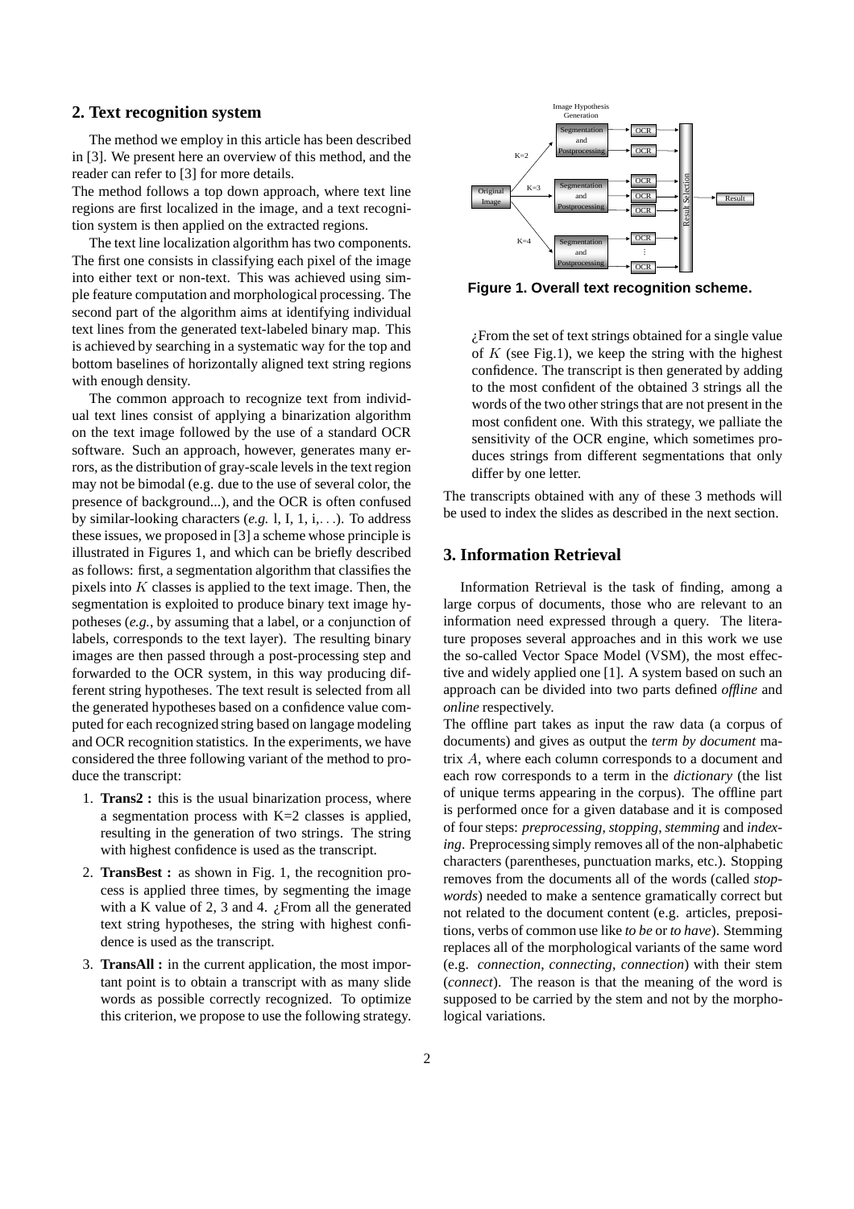## 2. Text recognition system

The method we employ in this article has been described in [3]. We present here an overview of this method, and the reader can refer to [3] for more details.

The method follows a top down approach, where text line regions are first localized in the image, and a text recognition system is then applied on the extracted regions.

The text line localization algorithm has two components. The first one consists in classifying each pixel of the image into either text or non-text. This was achieved using simple feature computation and morphological processing. The second part of the algorithm aims at identifying individual text lines from the generated text-labeled binary map. This is achieved by searching in a systematic way for the top and bottom baselines of horizontally aligned text string regions with enough density.

The common approach to recognize text from individual text lines consist of applying a binarization algorithm on the text image followed by the use of a standard OCR software. Such an approach, however, generates many errors, as the distribution of gray-scale levels in the text region may not be bimodal (e.g. due to the use of several color, the presence of background...), and the OCR is often confused by similar-looking characters (*e.g.* l, I, 1, i,...). To address these issues, we proposed in [3] a scheme whose principle is illustrated in Figures 1, and which can be briefly described as follows: first, a segmentation algorithm that classifies the pixels into $K$ classes is applied to the text image. Then, the segmentation is exploited to produce binary text image hypotheses (*e.g.*, by assuming that a label, or a conjunction of labels, corresponds to the text layer). The resulting binary images are then passed through a post-processing step and forwarded to the OCR system, in this way producing different string hypotheses. The text result is selected from all the generated hypotheses based on a confidence value computed for each recognized string based on langage modeling and OCR recognition statistics. In the experiments, we have considered the three following variant of the method to produce the transcript:

1. **Trans2 :** this is the usual binarization process, where a segmentation process with K=2 classes is applied, resulting in the generation of two strings. The string with highest confidence is used as the transcript.
2. **TransBest :** as shown in Fig. 1, the recognition process is applied three times, by segmenting the image with a K value of 2, 3 and 4. ¿From all the generated text string hypotheses, the string with highest confidence is used as the transcript.
3. **TransAll :** in the current application, the most important point is to obtain a transcript with as many slide words as possible correctly recognized. To optimize this criterion, we propose to use the following strategy. ¿From the set of text strings obtained for a single value of $K$ (see Fig.1), we keep the string with the highest confidence. The transcript is then generated by adding to the most confident of the obtained 3 strings all the words of the two other strings that are not present in the most confident one. With this strategy, we palliate the sensitivity of the OCR engine, which sometimes produces strings from different segmentations that only differ by one letter.

Image Hypothesis Generation

Original Image

K=2

K=3

K=4

Segmentation and Postprocessing

OCR

Result Selection

Result

**Figure 1. Overall text recognition scheme.**

The transcripts obtained with any of these 3 methods will be used to index the slides as described in the next section.

## 3. Information Retrieval

Information Retrieval is the task of finding, among a large corpus of documents, those who are relevant to an information need expressed through a query. The literature proposes several approaches and in this work we use the so-called Vector Space Model (VSM), the most effective and widely applied one [1]. A system based on such an approach can be divided into two parts defined *offline* and *online* respectively.

The offline part takes as input the raw data (a corpus of documents) and gives as output the *term by document* matrix $A$, where each column corresponds to a document and each row corresponds to a term in the *dictionary* (the list of unique terms appearing in the corpus). The offline part is performed once for a given database and it is composed of four steps: *preprocessing*, *stopping*, *stemming* and *indexing*. Preprocessing simply removes all of the non-alphabetic characters (parentheses, punctuation marks, etc.). Stopping removes from the documents all of the words (called *stopwords*) needed to make a sentence gramatically correct but not related to the document content (e.g. articles, prepositions, verbs of common use like *to be* or *to have*). Stemming replaces all of the morphological variants of the same word (e.g. *connection*, *connecting*, *connection*) with their stem (*connect*). The reason is that the meaning of the word is supposed to be carried by the stem and not by the morphological variations.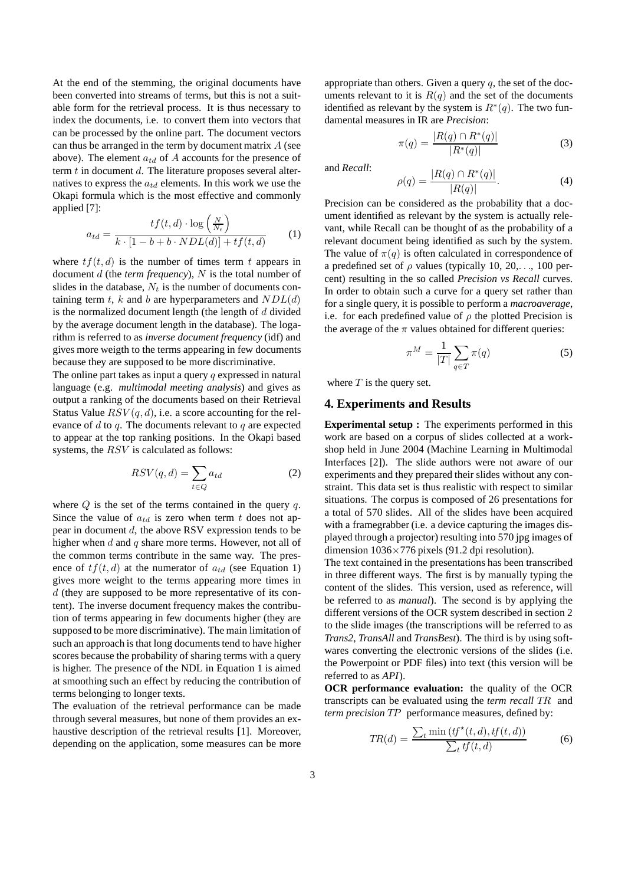At the end of the stemming, the original documents have been converted into streams of terms, but this is not a suitable form for the retrieval process. It is thus necessary to index the documents, i.e. to convert them into vectors that can be processed by the online part. The document vectors can thus be arranged in the term by document matrix $A$ (see above). The element $a_{td}$ of $A$ accounts for the presence of term $t$ in document $d$. The literature proposes several alternatives to express the $a_{td}$ elements. In this work we use the Okapi formula which is the most effective and commonly applied [7]:

$$a_{td} = \frac{tf(t,d) \cdot \log\left(\frac{N}{N_t}\right)}{k \cdot [1 - b + b \cdot NDL(d)] + tf(t,d)} \tag{1}$$

where $tf(t,d)$ is the number of times term $t$ appears in document $d$ (the *term frequency*), $N$ is the total number of slides in the database, $N_t$ is the number of documents containing term $t$, $k$ and $b$ are hyperparameters and $NDL(d)$ is the normalized document length (the length of $d$ divided by the average document length in the database). The logarithm is referred to as *inverse document frequency* (idf) and gives more weigth to the terms appearing in few documents because they are supposed to be more discriminative.

The online part takes as input a query $q$ expressed in natural language (e.g. *multimodal meeting analysis*) and gives as output a ranking of the documents based on their Retrieval Status Value $RSV(q,d)$, i.e. a score accounting for the relevance of $d$ to $q$. The documents relevant to $q$ are expected to appear at the top ranking positions. In the Okapi based systems, the $RSV$ is calculated as follows:

$$RSV(q,d) = \sum_{t \in Q} a_{td} \tag{2}$$

where $Q$ is the set of the terms contained in the query $q$. Since the value of $a_{td}$ is zero when term $t$ does not appear in document $d$, the above RSV expression tends to be higher when $d$ and $q$ share more terms. However, not all of the common terms contribute in the same way. The presence of $tf(t,d)$ at the numerator of $a_{td}$ (see Equation 1) gives more weight to the terms appearing more times in $d$ (they are supposed to be more representative of its content). The inverse document frequency makes the contribution of terms appearing in few documents higher (they are supposed to be more discriminative). The main limitation of such an approach is that long documents tend to have higher scores because the probability of sharing terms with a query is higher. The presence of the NDL in Equation 1 is aimed at smoothing such an effect by reducing the contribution of terms belonging to longer texts.

The evaluation of the retrieval performance can be made through several measures, but none of them provides an exhaustive description of the retrieval results [1]. Moreover, depending on the application, some measures can be more appropriate than others. Given a query $q$, the set of the documents relevant to it is $R(q)$ and the set of the documents identified as relevant by the system is $R^*(q)$. The two fundamental measures in IR are *Precision*:

$$\pi(q) = \frac{|R(q) \cap R^*(q)|}{|R^*(q)|} \tag{3}$$

and *Recall*:

$$\rho(q) = \frac{|R(q) \cap R^*(q)|}{|R(q)|}. \tag{4}$$

Precision can be considered as the probability that a document identified as relevant by the system is actually relevant, while Recall can be thought of as the probability of a relevant document being identified as such by the system. The value of $\pi(q)$ is often calculated in correspondence of a predefined set of $\rho$ values (typically 10, 20,. . ., 100 percent) resulting in the so called *Precision vs Recall* curves. In order to obtain such a curve for a query set rather than for a single query, it is possible to perform a *macroaverage*, i.e. for each predefined value of $\rho$ the plotted Precision is the average of the $\pi$ values obtained for different queries:

$$\pi^M = \frac{1}{|T|} \sum_{q \in T} \pi(q) \tag{5}$$

where $T$ is the query set.

## 4. Experiments and Results

**Experimental setup :** The experiments performed in this work are based on a corpus of slides collected at a workshop held in June 2004 (Machine Learning in Multimodal Interfaces [2]). The slide authors were not aware of our experiments and they prepared their slides without any constraint. This data set is thus realistic with respect to similar situations. The corpus is composed of 26 presentations for a total of 570 slides. All of the slides have been acquired with a framegrabber (i.e. a device capturing the images displayed through a projector) resulting into 570 jpg images of dimension 1036×776 pixels (91.2 dpi resolution).

The text contained in the presentations has been transcribed in three different ways. The first is by manually typing the content of the slides. This version, used as reference, will be referred to as *manual*). The second is by applying the different versions of the OCR system described in section 2 to the slide images (the transcriptions will be referred to as *Trans2*, *TransAll* and *TransBest*). The third is by using softwares converting the electronic versions of the slides (i.e. the Powerpoint or PDF files) into text (this version will be referred to as *API*).

**OCR performance evaluation:** the quality of the OCR transcripts can be evaluated using the *term recall* $TR$ and *term precision* $TP$ performance measures, defined by:

$$TR(d) = \frac{\sum_t \min\left(tf^\star(t,d), tf(t,d)\right)}{\sum_t tf(t,d)} \tag{6}$$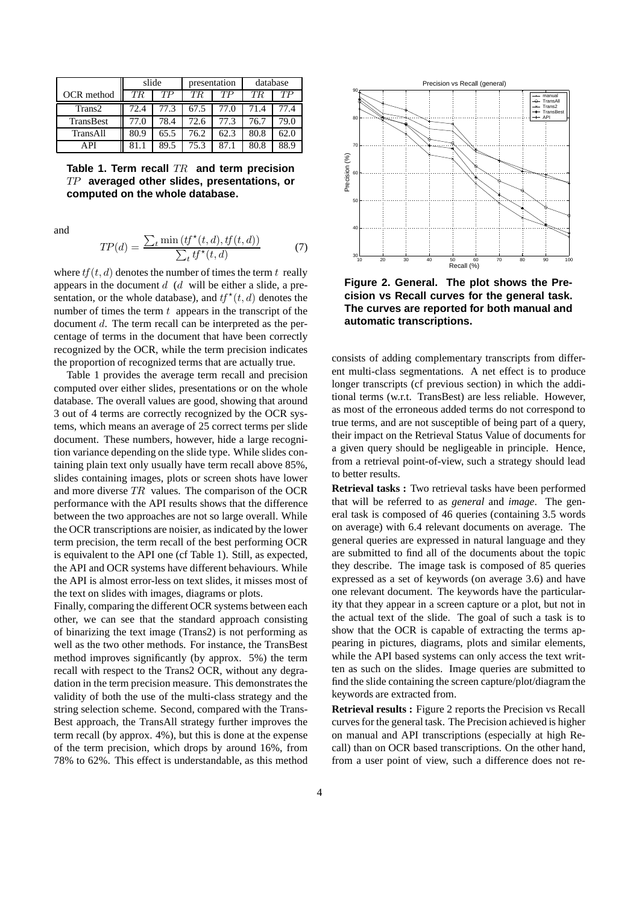| | slide | | presentation | | database | |
|---|---|---|---|---|---|---|
| OCR method | $TR$ | $TP$ | $TR$ | $TP$ | $TR$ | $TP$ |
| Trans2 | 72.4 | 77.3 | 67.5 | 77.0 | 71.4 | 77.4 |
| TransBest | 77.0 | 78.4 | 72.6 | 77.3 | 76.7 | 79.0 |
| TransAll | 80.9 | 65.5 | 76.2 | 62.3 | 80.8 | 62.0 |
| API | 81.1 | 89.5 | 75.3 | 87.1 | 80.8 | 88.9 |

**Table 1. Term recall $TR$ and term precision $TP$ averaged other slides, presentations, or computed on the whole database.**

and

$$TP(d) = \frac{\sum_t \min\left(tf^\star(t,d), tf(t,d)\right)}{\sum_t tf^\star(t,d)} \tag{7}$$

where $tf(t,d)$ denotes the number of times the term $t$ really appears in the document $d$ ($d$ will be either a slide, a presentation, or the whole database), and $tf^\star(t,d)$ denotes the number of times the term $t$ appears in the transcript of the document $d$. The term recall can be interpreted as the percentage of terms in the document that have been correctly recognized by the OCR, while the term precision indicates the proportion of recognized terms that are actually true.

Table 1 provides the average term recall and precision computed over either slides, presentations or on the whole database. The overall values are good, showing that around 3 out of 4 terms are correctly recognized by the OCR systems, which means an average of 25 correct terms per slide document. These numbers, however, hide a large recognition variance depending on the slide type. While slides containing plain text only usually have term recall above 85%, slides containing images, plots or screen shots have lower and more diverse $TR$ values. The comparison of the OCR performance with the API results shows that the difference between the two approaches are not so large overall. While the OCR transcriptions are noisier, as indicated by the lower term precision, the term recall of the best performing OCR is equivalent to the API one (cf Table 1). Still, as expected, the API and OCR systems have different behaviours. While the API is almost error-less on text slides, it misses most of the text on slides with images, diagrams or plots.

Finally, comparing the different OCR systems between each other, we can see that the standard approach consisting of binarizing the text image (Trans2) is not performing as well as the two other methods. For instance, the TransBest method improves significantly (by approx. 5%) the term recall with respect to the Trans2 OCR, without any degradation in the term precision measure. This demonstrates the validity of both the use of the multi-class strategy and the string selection scheme. Second, compared with the TransBest approach, the TransAll strategy further improves the term recall (by approx. 4%), but this is done at the expense of the term precision, which drops by around 16%, from 78% to 62%. This effect is understandable, as this method consists of adding complementary transcripts from different multi-class segmentations. A net effect is to produce longer transcripts (cf previous section) in which the additional terms (w.r.t. TransBest) are less reliable. However, as most of the erroneous added terms do not correspond to true terms, and are not susceptible of being part of a query, their impact on the Retrieval Status Value of documents for a given query should be negligeable in principle. Hence, from a retrieval point-of-view, such a strategy should lead to better results.

Precision vs Recall (general)

Precision (%)

Recall (%)

manual
TransAll
Trans2
TransBest
API

30
40
50
60
70
80
90

10
20
30
40
50
60
70
80
90
100

**Figure 2. General. The plot shows the Precision vs Recall curves for the general task. The curves are reported for both manual and automatic transcriptions.**

**Retrieval tasks :** Two retrieval tasks have been performed that will be referred to as *general* and *image*. The general task is composed of 46 queries (containing 3.5 words on average) with 6.4 relevant documents on average. The general queries are expressed in natural language and they are submitted to find all of the documents about the topic they describe. The image task is composed of 85 queries expressed as a set of keywords (on average 3.6) and have one relevant document. The keywords have the particularity that they appear in a screen capture or a plot, but not in the actual text of the slide. The goal of such a task is to show that the OCR is capable of extracting the terms appearing in pictures, diagrams, plots and similar elements, while the API based systems can only access the text written as such on the slides. Image queries are submitted to find the slide containing the screen capture/plot/diagram the keywords are extracted from.

**Retrieval results :** Figure 2 reports the Precision vs Recall curves for the general task. The Precision achieved is higher on manual and API transcriptions (especially at high Recall) than on OCR based transcriptions. On the other hand, from a user point of view, such a difference does not re-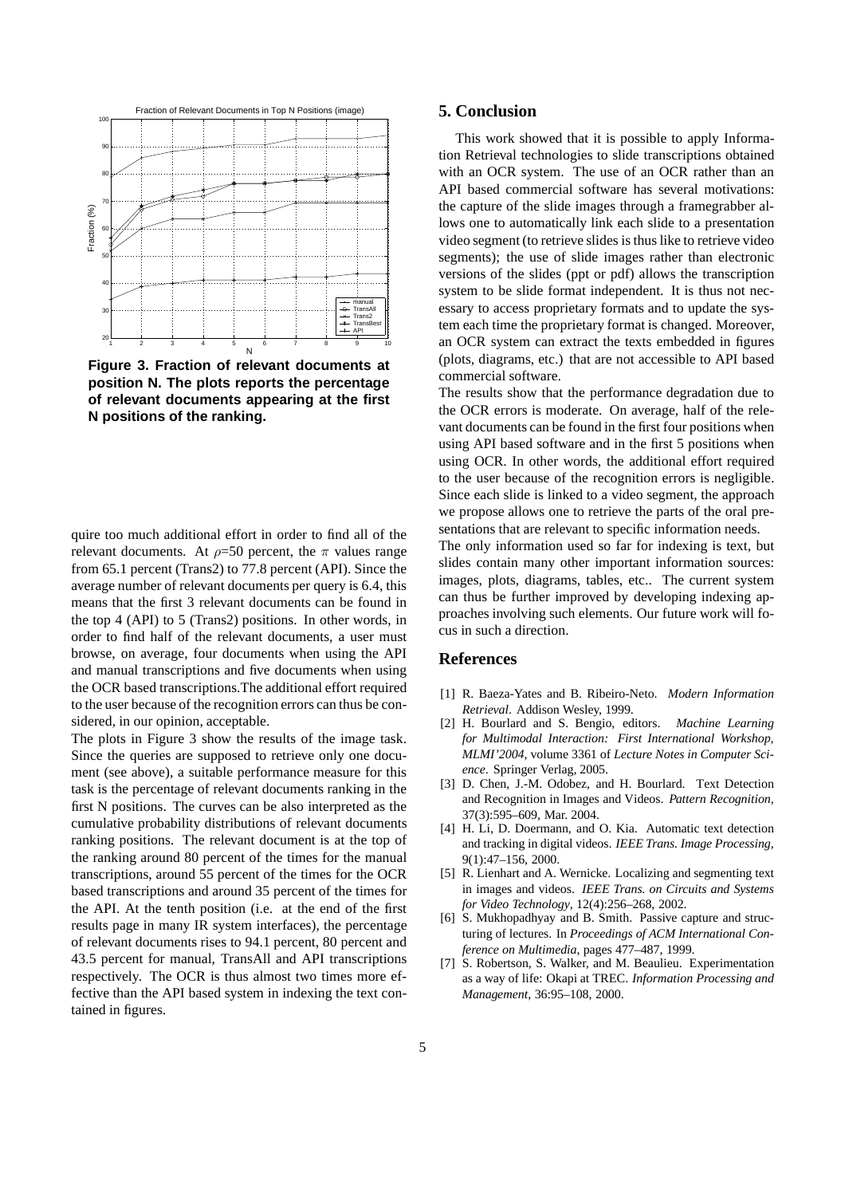Fraction of Relevant Documents in Top N Positions (image)

Fraction (%)

100
90
80
70
60
50
40
30
20

1 2 3 4 5 6 7 8 9 10

N

manual
TransAll
Trans2
TransBest
API

**Figure 3. Fraction of relevant documents at position N. The plots reports the percentage of relevant documents appearing at the first N positions of the ranking.**

quire too much additional effort in order to find all of the relevant documents. At $\rho$=50 percent, the $\pi$ values range from 65.1 percent (Trans2) to 77.8 percent (API). Since the average number of relevant documents per query is 6.4, this means that the first 3 relevant documents can be found in the top 4 (API) to 5 (Trans2) positions. In other words, in order to find half of the relevant documents, a user must browse, on average, four documents when using the API and manual transcriptions and five documents when using the OCR based transcriptions.The additional effort required to the user because of the recognition errors can thus be considered, in our opinion, acceptable.

The plots in Figure 3 show the results of the image task. Since the queries are supposed to retrieve only one document (see above), a suitable performance measure for this task is the percentage of relevant documents ranking in the first N positions. The curves can be also interpreted as the cumulative probability distributions of relevant documents ranking positions. The relevant document is at the top of the ranking around 80 percent of the times for the manual transcriptions, around 55 percent of the times for the OCR based transcriptions and around 35 percent of the times for the API. At the tenth position (i.e. at the end of the first results page in many IR system interfaces), the percentage of relevant documents rises to 94.1 percent, 80 percent and 43.5 percent for manual, TransAll and API transcriptions respectively. The OCR is thus almost two times more effective than the API based system in indexing the text contained in figures.

## 5. Conclusion

This work showed that it is possible to apply Information Retrieval technologies to slide transcriptions obtained with an OCR system. The use of an OCR rather than an API based commercial software has several motivations: the capture of the slide images through a framegrabber allows one to automatically link each slide to a presentation video segment (to retrieve slides is thus like to retrieve video segments); the use of slide images rather than electronic versions of the slides (ppt or pdf) allows the transcription system to be slide format independent. It is thus not necessary to access proprietary formats and to update the system each time the proprietary format is changed. Moreover, an OCR system can extract the texts embedded in figures (plots, diagrams, etc.) that are not accessible to API based commercial software.

The results show that the performance degradation due to the OCR errors is moderate. On average, half of the relevant documents can be found in the first four positions when using API based software and in the first 5 positions when using OCR. In other words, the additional effort required to the user because of the recognition errors is negligible. Since each slide is linked to a video segment, the approach we propose allows one to retrieve the parts of the oral presentations that are relevant to specific information needs.

The only information used so far for indexing is text, but slides contain many other important information sources: images, plots, diagrams, tables, etc.. The current system can thus be further improved by developing indexing approaches involving such elements. Our future work will focus in such a direction.

## References

[1] R. Baeza-Yates and B. Ribeiro-Neto. *Modern Information Retrieval*. Addison Wesley, 1999.

[2] H. Bourlard and S. Bengio, editors. *Machine Learning for Multimodal Interaction: First International Workshop, MLMI'2004*, volume 3361 of *Lecture Notes in Computer Science*. Springer Verlag, 2005.

[3] D. Chen, J.-M. Odobez, and H. Bourlard. Text Detection and Recognition in Images and Videos. *Pattern Recognition*, 37(3):595–609, Mar. 2004.

[4] H. Li, D. Doermann, and O. Kia. Automatic text detection and tracking in digital videos. *IEEE Trans. Image Processing*, 9(1):47–156, 2000.

[5] R. Lienhart and A. Wernicke. Localizing and segmenting text in images and videos. *IEEE Trans. on Circuits and Systems for Video Technology*, 12(4):256–268, 2002.

[6] S. Mukhopadhyay and B. Smith. Passive capture and structuring of lectures. In *Proceedings of ACM International Conference on Multimedia*, pages 477–487, 1999.

[7] S. Robertson, S. Walker, and M. Beaulieu. Experimentation as a way of life: Okapi at TREC. *Information Processing and Management*, 36:95–108, 2000.